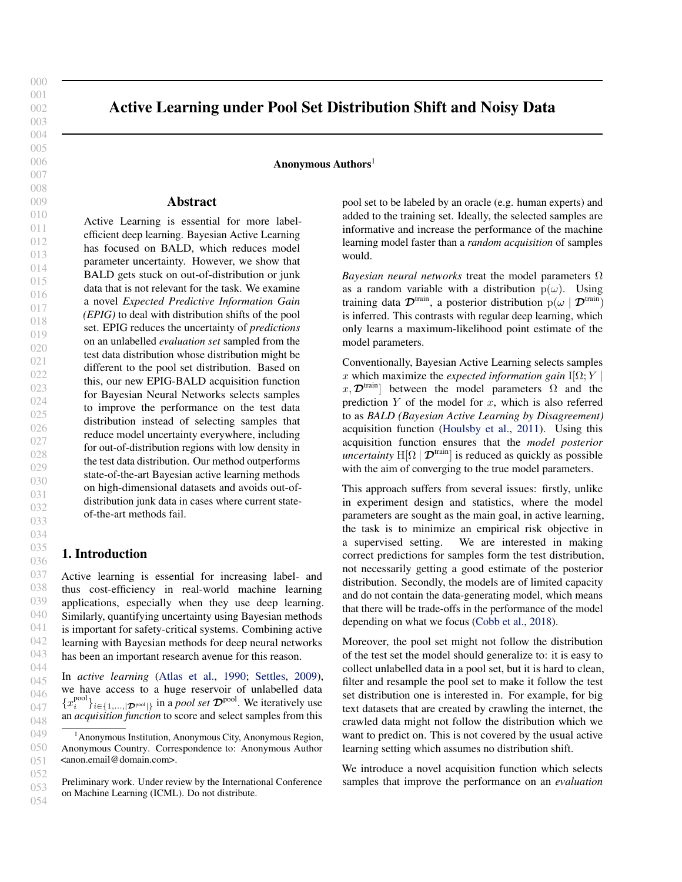# Active Learning under Pool Set Distribution Shift and Noisy Data

**Anonymous Authors**[1]

## Abstract

Active Learning is essential for more label-efficient deep learning. Bayesian Active Learning has focused on BALD, which reduces model parameter uncertainty. However, we show that BALD gets stuck on out-of-distribution or junk data that is not relevant for the task. We examine a novel *Expected Predictive Information Gain (EPIG)* to deal with distribution shifts of the pool set. EPIG reduces the uncertainty of *predictions* on an unlabelled *evaluation set* sampled from the test data distribution whose distribution might be different to the pool set distribution. Based on this, our new EPIG-BALD acquisition function for Bayesian Neural Networks selects samples to improve the performance on the test data distribution instead of selecting samples that reduce model uncertainty everywhere, including for out-of-distribution regions with low density in the test data distribution. Our method outperforms state-of-the-art Bayesian active learning methods on high-dimensional datasets and avoids out-of-distribution junk data in cases where current state-of-the-art methods fail.

## 1. Introduction

Active learning is essential for increasing label- and thus cost-efficiency in real-world machine learning applications, especially when they use deep learning. Similarly, quantifying uncertainty using Bayesian methods is important for safety-critical systems. Combining active learning with Bayesian methods for deep neural networks has been an important research avenue for this reason.

In *active learning* (Atlas et al., 1990; Settles, 2009), we have access to a huge reservoir of unlabelled data $\{x_i^{\text{pool}}\}_{i \in \{1,\ldots,|\mathcal{D}^{\text{pool}}|\}}$ in a *pool set* $\mathcal{D}^{\text{pool}}$. We iteratively use an *acquisition function* to score and select samples from this pool set to be labeled by an oracle (e.g. human experts) and added to the training set. Ideally, the selected samples are informative and increase the performance of the machine learning model faster than a *random acquisition* of samples would.

*Bayesian neural networks* treat the model parameters $\Omega$ as a random variable with a distribution $\mathrm{p}(\omega)$. Using training data $\mathcal{D}^{\text{train}}$, a posterior distribution $\mathrm{p}(\omega \mid \mathcal{D}^{\text{train}})$ is inferred. This contrasts with regular deep learning, which only learns a maximum-likelihood point estimate of the model parameters.

Conventionally, Bayesian Active Learning selects samples $x$ which maximize the *expected information gain* $\mathrm{I}[\Omega; Y \mid x, \mathcal{D}^{\text{train}}]$ between the model parameters $\Omega$ and the prediction $Y$ of the model for $x$, which is also referred to as *BALD (Bayesian Active Learning by Disagreement)* acquisition function (Houlsby et al., 2011). Using this acquisition function ensures that the *model posterior uncertainty* $\mathrm{H}[\Omega \mid \mathcal{D}^{\text{train}}]$ is reduced as quickly as possible with the aim of converging to the true model parameters.

This approach suffers from several issues: firstly, unlike in experiment design and statistics, where the model parameters are sought as the main goal, in active learning, the task is to minimize an empirical risk objective in a supervised setting. We are interested in making correct predictions for samples form the test distribution, not necessarily getting a good estimate of the posterior distribution. Secondly, the models are of limited capacity and do not contain the data-generating model, which means that there will be trade-offs in the performance of the model depending on what we focus (Cobb et al., 2018).

Moreover, the pool set might not follow the distribution of the test set the model should generalize to: it is easy to collect unlabelled data in a pool set, but it is hard to clean, filter and resample the pool set to make it follow the test set distribution one is interested in. For example, for big text datasets that are created by crawling the internet, the crawled data might not follow the distribution which we want to predict on. This is not covered by the usual active learning setting which assumes no distribution shift.

We introduce a novel acquisition function which selects samples that improve the performance on an *evaluation*

[1]Anonymous Institution, Anonymous City, Anonymous Region, Anonymous Country. Correspondence to: Anonymous Author <anon.email@domain.com>.

Preliminary work. Under review by the International Conference on Machine Learning (ICML). Do not distribute.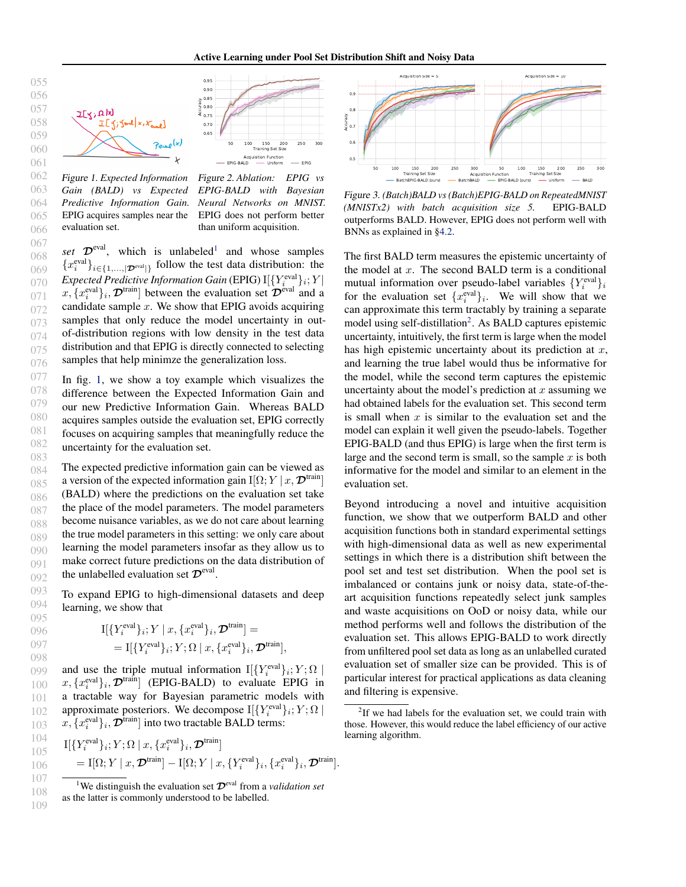Figure 1. Expected Information Gain (BALD) vs Expected Predictive Information Gain. EPIG acquires samples near the evaluation set.

Figure 2. Ablation: EPIG vs EPIG-BALD with Bayesian Neural Networks on MNIST. EPIG does not perform better than uniform acquisition.

Figure 3. (Batch)BALD vs (Batch)EPIG-BALD on RepeatedMNIST (MNISTx2) with batch acquisition size 5. EPIG-BALD outperforms BALD. However, EPIG does not perform well with BNNs as explained in §4.2.

set $\mathcal{D}^{\text{eval}}$, which is unlabeled[1] and whose samples $\{x_i^{\text{eval}}\}_{i \in \{1,\ldots,|\mathcal{D}^{\text{eval}}|\}}$ follow the test data distribution: the *Expected Predictive Information Gain* (EPIG) $\mathrm{I}[\{Y_i^{\text{eval}}\}_i; Y \mid x, \{x_i^{\text{eval}}\}_i, \mathcal{D}^{\text{train}}]$ between the evaluation set $\mathcal{D}^{\text{eval}}$ and a candidate sample $x$. We show that EPIG avoids acquiring samples that only reduce the model uncertainty in out-of-distribution regions with low density in the test data distribution and that EPIG is directly connected to selecting samples that help minimze the generalization loss.

In fig. 1, we show a toy example which visualizes the difference between the Expected Information Gain and our new Predictive Information Gain. Whereas BALD acquires samples outside the evaluation set, EPIG correctly focuses on acquiring samples that meaningfully reduce the uncertainty for the evaluation set.

The expected predictive information gain can be viewed as a version of the expected information gain $\mathrm{I}[\Omega; Y \mid x, \mathcal{D}^{\text{train}}]$ (BALD) where the predictions on the evaluation set take the place of the model parameters. The model parameters become nuisance variables, as we do not care about learning the true model parameters in this setting: we only care about learning the model parameters insofar as they allow us to make correct future predictions on the data distribution of the unlabelled evaluation set $\mathcal{D}^{\text{eval}}$.

To expand EPIG to high-dimensional datasets and deep learning, we show that

$$\begin{aligned}
&\mathrm{I}[\{Y_i^{\text{eval}}\}_i; Y \mid x, \{x_i^{\text{eval}}\}_i, \mathcal{D}^{\text{train}}] = \\
&= \mathrm{I}[\{Y_i^{\text{eval}}\}_i; Y; \Omega \mid x, \{x_i^{\text{eval}}\}_i, \mathcal{D}^{\text{train}}],
\end{aligned}$$

and use the triple mutual information $\mathrm{I}[\{Y_i^{\text{eval}}\}_i; Y; \Omega \mid x, \{x_i^{\text{eval}}\}_i, \mathcal{D}^{\text{train}}]$ (EPIG-BALD) to evaluate EPIG in a tractable way for Bayesian parametric models with approximate posteriors. We decompose $\mathrm{I}[\{Y_i^{\text{eval}}\}_i; Y; \Omega \mid x, \{x_i^{\text{eval}}\}_i, \mathcal{D}^{\text{train}}]$ into two tractable BALD terms:

$$\begin{aligned}
&\mathrm{I}[\{Y_i^{\text{eval}}\}_i; Y; \Omega \mid x, \{x_i^{\text{eval}}\}_i, \mathcal{D}^{\text{train}}] \\
&\quad = \mathrm{I}[\Omega; Y \mid x, \mathcal{D}^{\text{train}}] - \mathrm{I}[\Omega; Y \mid x, \{Y_i^{\text{eval}}\}_i, \{x_i^{\text{eval}}\}_i, \mathcal{D}^{\text{train}}].
\end{aligned}$$

[1] We distinguish the evaluation set $\mathcal{D}^{\text{eval}}$ from a *validation set* as the latter is commonly understood to be labelled.

The first BALD term measures the epistemic uncertainty of the model at $x$. The second BALD term is a conditional mutual information over pseudo-label variables $\{Y_i^{\text{eval}}\}_i$ for the evaluation set $\{x_i^{\text{eval}}\}_i$. We will show that we can approximate this term tractably by training a separate model using self-distillation[2]. As BALD captures epistemic uncertainty, intuitively, the first term is large when the model has high epistemic uncertainty about its prediction at $x$, and learning the true label would thus be informative for the model, while the second term captures the epistemic uncertainty about the model's prediction at $x$ assuming we had obtained labels for the evaluation set. This second term is small when $x$ is similar to the evaluation set and the model can explain it well given the pseudo-labels. Together EPIG-BALD (and thus EPIG) is large when the first term is large and the second term is small, so the sample $x$ is both informative for the model and similar to an element in the evaluation set.

Beyond introducing a novel and intuitive acquisition function, we show that we outperform BALD and other acquisition functions both in standard experimental settings with high-dimensional data as well as new experimental settings in which there is a distribution shift between the pool set and test set distribution. When the pool set is imbalanced or contains junk or noisy data, state-of-the-art acquisition functions repeatedly select junk samples and waste acquisitions on OoD or noisy data, while our method performs well and follows the distribution of the evaluation set. This allows EPIG-BALD to work directly from unfiltered pool set data as long as an unlabelled curated evaluation set of smaller size can be provided. This is of particular interest for practical applications as data cleaning and filtering is expensive.

[2] If we had labels for the evaluation set, we could train with those. However, this would reduce the label efficiency of our active learning algorithm.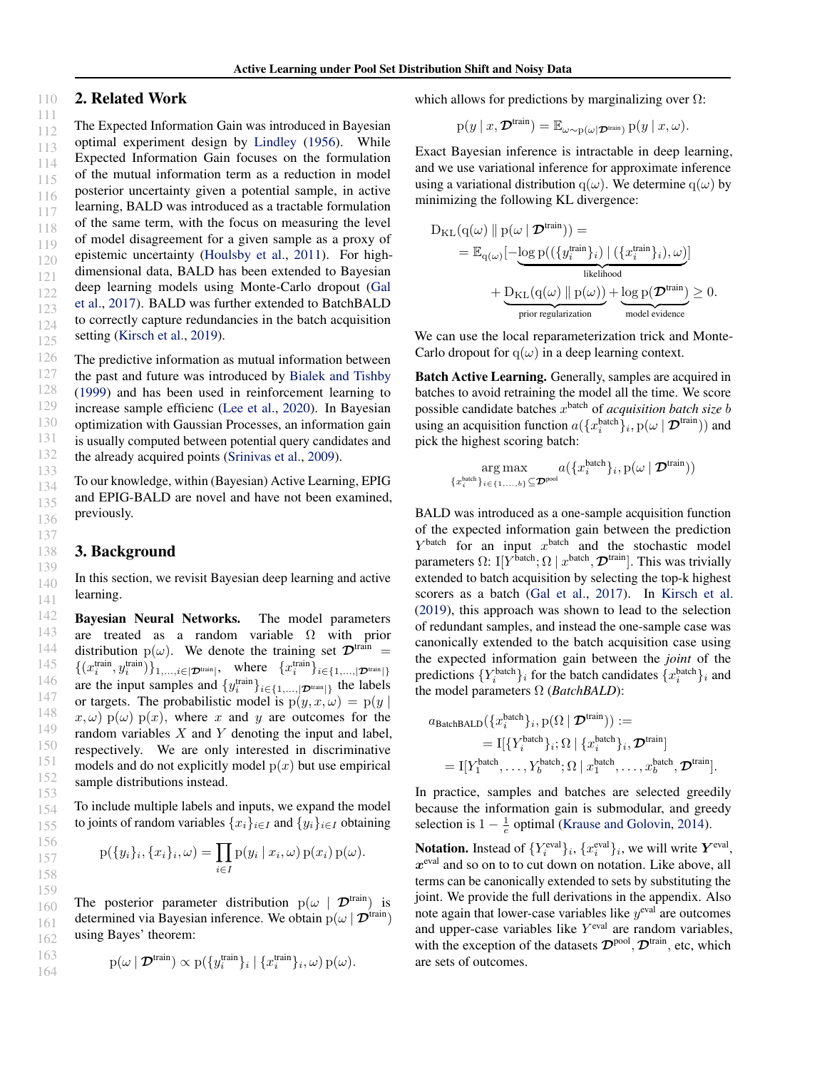## 2. Related Work

The Expected Information Gain was introduced in Bayesian optimal experiment design by Lindley (1956). While Expected Information Gain focuses on the formulation of the mutual information term as a reduction in model posterior uncertainty given a potential sample, in active learning, BALD was introduced as a tractable formulation of the same term, with the focus on measuring the level of model disagreement for a given sample as a proxy of epistemic uncertainty (Houlsby et al., 2011). For high-dimensional data, BALD has been extended to Bayesian deep learning models using Monte-Carlo dropout (Gal et al., 2017). BALD was further extended to BatchBALD to correctly capture redundancies in the batch acquisition setting (Kirsch et al., 2019).

The predictive information as mutual information between the past and future was introduced by Bialek and Tishby (1999) and has been used in reinforcement learning to increase sample efficienc (Lee et al., 2020). In Bayesian optimization with Gaussian Processes, an information gain is usually computed between potential query candidates and the already acquired points (Srinivas et al., 2009).

To our knowledge, within (Bayesian) Active Learning, EPIG and EPIG-BALD are novel and have not been examined, previously.

## 3. Background

In this section, we revisit Bayesian deep learning and active learning.

**Bayesian Neural Networks.** The model parameters are treated as a random variable $\Omega$ with prior distribution $\mathrm{p}(\omega)$. We denote the training set $\mathcal{D}^{\text{train}} = \{(x_i^{\text{train}}, y_i^{\text{train}})\}_{1,\ldots,i \in |\mathcal{D}^{\text{train}}|}$, where $\{x_i^{\text{train}}\}_{i\in\{1,\ldots,|\mathcal{D}^{\text{train}}|\}}$ are the input samples and $\{y_i^{\text{train}}\}_{i\in\{1,\ldots,|\mathcal{D}^{\text{train}}|\}}$ the labels or targets. The probabilistic model is $\mathrm{p}(y, x, \omega) = \mathrm{p}(y \mid x, \omega)\,\mathrm{p}(\omega)\,\mathrm{p}(x)$, where $x$ and $y$ are outcomes for the random variables $X$ and $Y$ denoting the input and label, respectively. We are only interested in discriminative models and do not explicitly model $\mathrm{p}(x)$ but use empirical sample distributions instead.

To include multiple labels and inputs, we expand the model to joints of random variables $\{x_i\}_{i\in I}$ and $\{y_i\}_{i\in I}$ obtaining

$$\mathrm{p}(\{y_i\}_i, \{x_i\}_i, \omega) = \prod_{i\in I} \mathrm{p}(y_i \mid x_i, \omega)\,\mathrm{p}(x_i)\,\mathrm{p}(\omega).$$

The posterior parameter distribution $\mathrm{p}(\omega \mid \mathcal{D}^{\text{train}})$ is determined via Bayesian inference. We obtain $\mathrm{p}(\omega \mid \mathcal{D}^{\text{train}})$ using Bayes' theorem:

$$\mathrm{p}(\omega \mid \mathcal{D}^{\text{train}}) \propto \mathrm{p}(\{y_i^{\text{train}}\}_i \mid \{x_i^{\text{train}}\}_i, \omega)\,\mathrm{p}(\omega).$$

which allows for predictions by marginalizing over $\Omega$:

$$\mathrm{p}(y \mid x, \mathcal{D}^{\text{train}}) = \mathbb{E}_{\omega\sim\mathrm{p}(\omega\mid\mathcal{D}^{\text{train}})}\,\mathrm{p}(y \mid x, \omega).$$

Exact Bayesian inference is intractable in deep learning, and we use variational inference for approximate inference using a variational distribution $\mathrm{q}(\omega)$. We determine $\mathrm{q}(\omega)$ by minimizing the following KL divergence:

$$\begin{aligned}
&\mathrm{D_{KL}}(\mathrm{q}(\omega) \,\|\, \mathrm{p}(\omega \mid \mathcal{D}^{\text{train}})) = \\
&= \mathbb{E}_{\mathrm{q}(\omega)}[\underbrace{-\log \mathrm{p}((\{y_i^{\text{train}}\}_i) \mid (\{x_i^{\text{train}}\}_i), \omega)}_{\text{likelihood}}] \\
&\quad + \underbrace{\mathrm{D_{KL}}(\mathrm{q}(\omega) \,\|\, \mathrm{p}(\omega))}_{\text{prior regularization}} + \underbrace{\log \mathrm{p}(\mathcal{D}^{\text{train}})}_{\text{model evidence}} \geq 0.
\end{aligned}$$

We can use the local reparameterization trick and Monte-Carlo dropout for $\mathrm{q}(\omega)$ in a deep learning context.

**Batch Active Learning.** Generally, samples are acquired in batches to avoid retraining the model all the time. We score possible candidate batches $x^{\text{batch}}$ of *acquisition batch size* $b$ using an acquisition function $a(\{x_i^{\text{batch}}\}_i, \mathrm{p}(\omega \mid \mathcal{D}^{\text{train}}))$ and pick the highest scoring batch:

$$\underset{\{x_i^{\text{batch}}\}_{i\in\{1,\ldots,b\}} \subseteq \mathcal{D}^{\text{pool}}}{\arg\max}\; a(\{x_i^{\text{batch}}\}_i, \mathrm{p}(\omega \mid \mathcal{D}^{\text{train}}))$$

BALD was introduced as a one-sample acquisition function of the expected information gain between the prediction $Y^{\text{batch}}$ for an input $x^{\text{batch}}$ and the stochastic model parameters $\Omega$: $\mathrm{I}[Y^{\text{batch}}; \Omega \mid x^{\text{batch}}, \mathcal{D}^{\text{train}}]$. This was trivially extended to batch acquisition by selecting the top-k highest scorers as a batch (Gal et al., 2017). In Kirsch et al. (2019), this approach was shown to lead to the selection of redundant samples, and instead the one-sample case was canonically extended to the batch acquisition case using the expected information gain between the *joint* of the predictions $\{Y_i^{\text{batch}}\}_i$ for the batch candidates $\{x_i^{\text{batch}}\}_i$ and the model parameters $\Omega$ (*BatchBALD*):

$$\begin{aligned}
a_{\text{BatchBALD}}(\{x_i^{\text{batch}}\}_i, \mathrm{p}(\Omega \mid \mathcal{D}^{\text{train}})) &:= \\
&= \mathrm{I}[\{Y_i^{\text{batch}}\}_i; \Omega \mid \{x_i^{\text{batch}}\}_i, \mathcal{D}^{\text{train}}] \\
&= \mathrm{I}[Y_1^{\text{batch}}, \ldots, Y_b^{\text{batch}}; \Omega \mid x_1^{\text{batch}}, \ldots, x_b^{\text{batch}}, \mathcal{D}^{\text{train}}].
\end{aligned}$$

In practice, samples and batches are selected greedily because the information gain is submodular, and greedy selection is $1 - \frac{1}{e}$ optimal (Krause and Golovin, 2014).

**Notation.** Instead of $\{Y_i^{\text{eval}}\}_i$, $\{x_i^{\text{eval}}\}_i$, we will write $\boldsymbol{Y}^{\text{eval}}$, $\boldsymbol{x}^{\text{eval}}$ and so on to to cut down on notation. Like above, all terms can be canonically extended to sets by substituting the joint. We provide the full derivations in the appendix. Also note again that lower-case variables like $y^{\text{eval}}$ are outcomes and upper-case variables like $Y^{\text{eval}}$ are random variables, with the exception of the datasets $\mathcal{D}^{\text{pool}}$, $\mathcal{D}^{\text{train}}$, etc, which are sets of outcomes.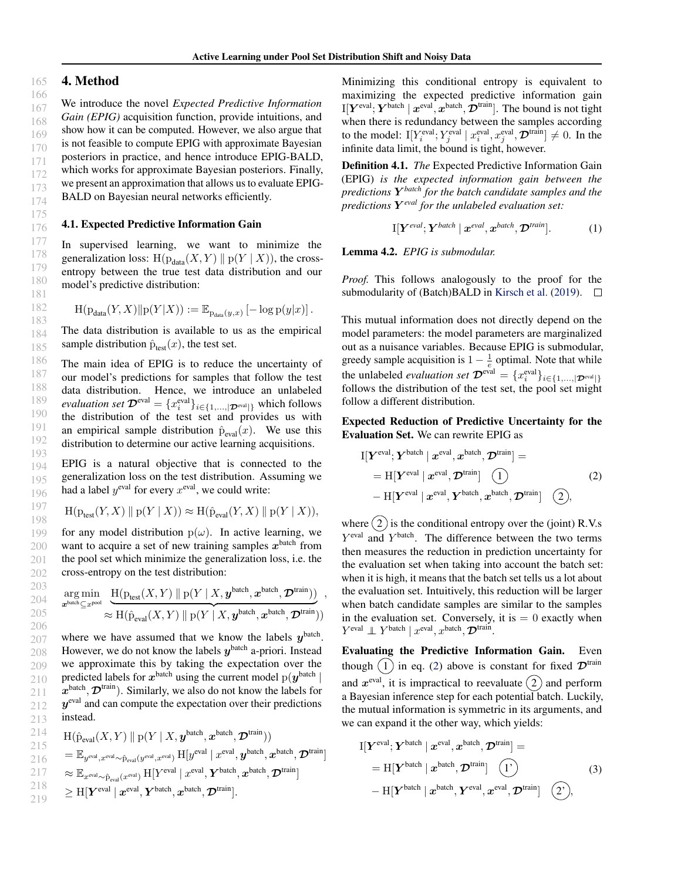## 4. Method

We introduce the novel *Expected Predictive Information Gain (EPIG)* acquisition function, provide intuitions, and show how it can be computed. However, we also argue that is not feasible to compute EPIG with approximate Bayesian posteriors in practice, and hence introduce EPIG-BALD, which works for approximate Bayesian posteriors. Finally, we present an approximation that allows us to evaluate EPIG-BALD on Bayesian neural networks efficiently.

### 4.1. Expected Predictive Information Gain

In supervised learning, we want to minimize the generalization loss: $\mathrm{H}(\mathrm{p}_{\text{data}}(X,Y) \parallel \mathrm{p}(Y \mid X))$, the cross-entropy between the true test data distribution and our model's predictive distribution:

$$\mathrm{H}(\mathrm{p}_{\text{data}}(Y,X) \| \mathrm{p}(Y|X)) := \mathbb{E}_{\mathrm{p}_{\text{data}}(y,x)}\left[-\log \mathrm{p}(y|x)\right].$$

The data distribution is available to us as the empirical sample distribution $\hat{\mathrm{p}}_{\text{test}}(x)$, the test set.

The main idea of EPIG is to reduce the uncertainty of our model's predictions for samples that follow the test data distribution. Hence, we introduce an unlabeled *evaluation set* $\mathcal{D}^{\text{eval}} = \{x_i^{\text{eval}}\}_{i \in \{1,\dots,|\mathcal{D}^{\text{eval}}|\}}$ which follows the distribution of the test set and provides us with an empirical sample distribution $\hat{\mathrm{p}}_{\text{eval}}(x)$. We use this distribution to determine our active learning acquisitions.

EPIG is a natural objective that is connected to the generalization loss on the test distribution. Assuming we had a label $y^{\text{eval}}$ for every $x^{\text{eval}}$, we could write:

$$\mathrm{H}(\mathrm{p}_{\text{test}}(Y,X) \parallel \mathrm{p}(Y \mid X)) \approx \mathrm{H}(\hat{\mathrm{p}}_{\text{eval}}(Y,X) \parallel \mathrm{p}(Y \mid X)),$$

for any model distribution $\mathrm{p}(\omega)$. In active learning, we want to acquire a set of new training samples $\boldsymbol{x}^{\text{batch}}$ from the pool set which minimize the generalization loss, i.e. the cross-entropy on the test distribution:

$$\underset{\boldsymbol{x}^{\text{batch}} \subseteq x^{\text{pool}}}{\arg\min} \underbrace{\mathrm{H}(\mathrm{p}_{\text{test}}(X,Y) \parallel \mathrm{p}(Y \mid X, \boldsymbol{y}^{\text{batch}}, \boldsymbol{x}^{\text{batch}}, \mathcal{D}^{\text{train}}))}_{\approx \mathrm{H}(\hat{\mathrm{p}}_{\text{eval}}(X,Y) \parallel \mathrm{p}(Y \mid X, \boldsymbol{y}^{\text{batch}}, \boldsymbol{x}^{\text{batch}}, \mathcal{D}^{\text{train}}))},$$

where we have assumed that we know the labels $\boldsymbol{y}^{\text{batch}}$. However, we do not know the labels $\boldsymbol{y}^{\text{batch}}$ a-priori. Instead we approximate this by taking the expectation over the predicted labels for $\boldsymbol{x}^{\text{batch}}$ using the current model $\mathrm{p}(\boldsymbol{y}^{\text{batch}} \mid \boldsymbol{x}^{\text{batch}}, \mathcal{D}^{\text{train}})$. Similarly, we also do not know the labels for $\boldsymbol{y}^{\text{eval}}$ and can compute the expectation over their predictions instead.

$$\begin{aligned}
&\mathrm{H}(\hat{\mathrm{p}}_{\text{eval}}(X,Y) \parallel \mathrm{p}(Y \mid X, \boldsymbol{y}^{\text{batch}}, \boldsymbol{x}^{\text{batch}}, \mathcal{D}^{\text{train}})) \\
&= \mathbb{E}_{y^{\text{eval}}, x^{\text{eval}} \sim \hat{\mathrm{p}}_{\text{eval}}(y^{\text{eval}}, x^{\text{eval}})} \mathrm{H}[y^{\text{eval}} \mid x^{\text{eval}}, \boldsymbol{y}^{\text{batch}}, \boldsymbol{x}^{\text{batch}}, \mathcal{D}^{\text{train}}] \\
&\approx \mathbb{E}_{x^{\text{eval}} \sim \hat{\mathrm{p}}_{\text{eval}}(x^{\text{eval}})} \mathrm{H}[Y^{\text{eval}} \mid x^{\text{eval}}, \boldsymbol{Y}^{\text{batch}}, \boldsymbol{x}^{\text{batch}}, \mathcal{D}^{\text{train}}] \\
&\geq \mathrm{H}[\boldsymbol{Y}^{\text{eval}} \mid \boldsymbol{x}^{\text{eval}}, \boldsymbol{Y}^{\text{batch}}, \boldsymbol{x}^{\text{batch}}, \mathcal{D}^{\text{train}}].
\end{aligned}$$

Minimizing this conditional entropy is equivalent to maximizing the expected predictive information gain $\mathrm{I}[\boldsymbol{Y}^{\text{eval}}; \boldsymbol{Y}^{\text{batch}} \mid \boldsymbol{x}^{\text{eval}}, \boldsymbol{x}^{\text{batch}}, \mathcal{D}^{\text{train}}]$. The bound is not tight when there is redundancy between the samples according to the model: $\mathrm{I}[Y_i^{\text{eval}}; Y_j^{\text{eval}} \mid x_i^{\text{eval}}, x_j^{\text{eval}}, \mathcal{D}^{\text{train}}] \neq 0$. In the infinite data limit, the bound is tight, however.

**Definition 4.1.** *The* Expected Predictive Information Gain (EPIG) *is the expected information gain between the predictions $\boldsymbol{Y}^{batch}$ for the batch candidate samples and the predictions $\boldsymbol{Y}^{eval}$ for the unlabeled evaluation set:*

$$\mathrm{I}[\boldsymbol{Y}^{eval}; \boldsymbol{Y}^{batch} \mid \boldsymbol{x}^{eval}, \boldsymbol{x}^{batch}, \mathcal{D}^{train}]. \tag{1}$$

**Lemma 4.2.** *EPIG is submodular.*

*Proof.* This follows analogously to the proof for the submodularity of (Batch)BALD in Kirsch et al. (2019). □

This mutual information does not directly depend on the model parameters: the model parameters are marginalized out as a nuisance variables. Because EPIG is submodular, greedy sample acquisition is $1 - \frac{1}{e}$ optimal. Note that while the unlabeled *evaluation set* $\mathcal{D}^{\text{eval}} = \{x_i^{\text{eval}}\}_{i \in \{1,\dots,|\mathcal{D}^{\text{eval}}|\}}$ follows the distribution of the test set, the pool set might follow a different distribution.

**Expected Reduction of Predictive Uncertainty for the Evaluation Set.** We can rewrite EPIG as

$$\begin{aligned}
&\mathrm{I}[\boldsymbol{Y}^{\text{eval}}; \boldsymbol{Y}^{\text{batch}} \mid \boldsymbol{x}^{\text{eval}}, \boldsymbol{x}^{\text{batch}}, \mathcal{D}^{\text{train}}] = \\
&= \mathrm{H}[\boldsymbol{Y}^{\text{eval}} \mid \boldsymbol{x}^{\text{eval}}, \mathcal{D}^{\text{train}}] \quad (1) \\
&- \mathrm{H}[\boldsymbol{Y}^{\text{eval}} \mid \boldsymbol{x}^{\text{eval}}, \boldsymbol{Y}^{\text{batch}}, \boldsymbol{x}^{\text{batch}}, \mathcal{D}^{\text{train}}] \quad (2),
\end{aligned} \tag{2}$$

where (2) is the conditional entropy over the (joint) R.V.s $Y^{\text{eval}}$ and $Y^{\text{batch}}$. The difference between the two terms then measures the reduction in prediction uncertainty for the evaluation set when taking into account the batch set: when it is high, it means that the batch set tells us a lot about the evaluation set. Intuitively, this reduction will be larger when batch candidate samples are similar to the samples in the evaluation set. Conversely, it is $= 0$ exactly when $Y^{\text{eval}} \perp\!\!\!\perp Y^{\text{batch}} \mid x^{\text{eval}}, x^{\text{batch}}, \mathcal{D}^{\text{train}}$.

**Evaluating the Predictive Information Gain.** Even though (1) in eq. (2) above is constant for fixed $\mathcal{D}^{\text{train}}$ and $x^{\text{eval}}$, it is impractical to reevaluate (2) and perform a Bayesian inference step for each potential batch. Luckily, the mutual information is symmetric in its arguments, and we can expand it the other way, which yields:

$$\begin{aligned}
&\mathrm{I}[\boldsymbol{Y}^{\text{eval}}; \boldsymbol{Y}^{\text{batch}} \mid \boldsymbol{x}^{\text{eval}}, \boldsymbol{x}^{\text{batch}}, \mathcal{D}^{\text{train}}] = \\
&= \mathrm{H}[\boldsymbol{Y}^{\text{batch}} \mid \boldsymbol{x}^{\text{batch}}, \mathcal{D}^{\text{train}}] \quad (1') \\
&- \mathrm{H}[\boldsymbol{Y}^{\text{batch}} \mid \boldsymbol{x}^{\text{batch}}, \boldsymbol{Y}^{\text{eval}}, \boldsymbol{x}^{\text{eval}}, \mathcal{D}^{\text{train}}] \quad (2'),
\end{aligned} \tag{3}$$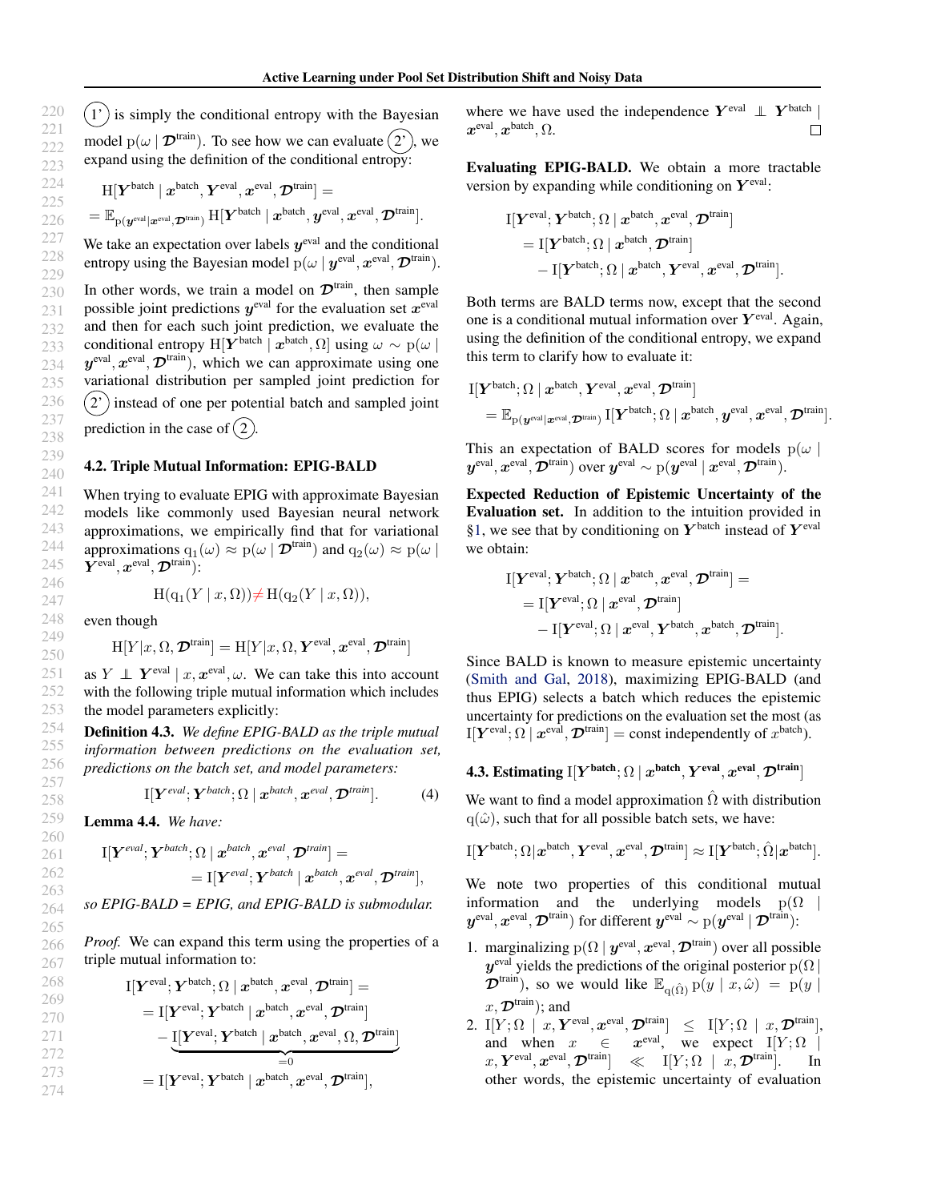(1') is simply the conditional entropy with the Bayesian model $\mathrm{p}(\omega \mid \boldsymbol{\mathcal{D}}^{\text{train}})$. To see how we can evaluate (2'), we expand using the definition of the conditional entropy:

$$
\begin{aligned}
&\mathrm{H}[\boldsymbol{Y}^{\text{batch}} \mid \boldsymbol{x}^{\text{batch}}, \boldsymbol{Y}^{\text{eval}}, \boldsymbol{x}^{\text{eval}}, \boldsymbol{\mathcal{D}}^{\text{train}}] = \\
&= \mathbb{E}_{\mathrm{p}(\boldsymbol{y}^{\text{eval}} \mid \boldsymbol{x}^{\text{eval}}, \boldsymbol{\mathcal{D}}^{\text{train}})} \mathrm{H}[\boldsymbol{Y}^{\text{batch}} \mid \boldsymbol{x}^{\text{batch}}, \boldsymbol{y}^{\text{eval}}, \boldsymbol{x}^{\text{eval}}, \boldsymbol{\mathcal{D}}^{\text{train}}].
\end{aligned}
$$

We take an expectation over labels $\boldsymbol{y}^{\text{eval}}$ and the conditional entropy using the Bayesian model $\mathrm{p}(\omega \mid \boldsymbol{y}^{\text{eval}}, \boldsymbol{x}^{\text{eval}}, \boldsymbol{\mathcal{D}}^{\text{train}})$.

In other words, we train a model on $\boldsymbol{\mathcal{D}}^{\text{train}}$, then sample possible joint predictions $\boldsymbol{y}^{\text{eval}}$ for the evaluation set $\boldsymbol{x}^{\text{eval}}$ and then for each such joint prediction, we evaluate the conditional entropy $\mathrm{H}[\boldsymbol{Y}^{\text{batch}} \mid \boldsymbol{x}^{\text{batch}}, \Omega]$ using $\omega \sim \mathrm{p}(\omega \mid \boldsymbol{y}^{\text{eval}}, \boldsymbol{x}^{\text{eval}}, \boldsymbol{\mathcal{D}}^{\text{train}})$, which we can approximate using one variational distribution per sampled joint prediction for (2') instead of one per potential batch and sampled joint prediction in the case of (2).

### 4.2. Triple Mutual Information: EPIG-BALD

When trying to evaluate EPIG with approximate Bayesian models like commonly used Bayesian neural network approximations, we empirically find that for variational approximations $\mathrm{q}_1(\omega) \approx \mathrm{p}(\omega \mid \boldsymbol{\mathcal{D}}^{\text{train}})$ and $\mathrm{q}_2(\omega) \approx \mathrm{p}(\omega \mid \boldsymbol{Y}^{\text{eval}}, \boldsymbol{x}^{\text{eval}}, \boldsymbol{\mathcal{D}}^{\text{train}})$:

$$
\mathrm{H}(\mathrm{q}_1(Y \mid x, \Omega)) \neq \mathrm{H}(\mathrm{q}_2(Y \mid x, \Omega)),
$$

even though

$$
\mathrm{H}[Y \mid x, \Omega, \boldsymbol{\mathcal{D}}^{\text{train}}] = \mathrm{H}[Y \mid x, \Omega, \boldsymbol{Y}^{\text{eval}}, \boldsymbol{x}^{\text{eval}}, \boldsymbol{\mathcal{D}}^{\text{train}}]
$$

as $Y \perp\!\!\!\perp \boldsymbol{Y}^{\text{eval}} \mid x, \boldsymbol{x}^{\text{eval}}, \omega$. We can take this into account with the following triple mutual information which includes the model parameters explicitly:

**Definition 4.3.** *We define EPIG-BALD as the triple mutual information between predictions on the evaluation set, predictions on the batch set, and model parameters:*

$$
\mathrm{I}[\boldsymbol{Y}^{eval}; \boldsymbol{Y}^{batch}; \Omega \mid \boldsymbol{x}^{batch}, \boldsymbol{x}^{eval}, \boldsymbol{\mathcal{D}}^{train}]. \tag{4}
$$

**Lemma 4.4.** *We have:*

$$
\begin{aligned}
&\mathrm{I}[\boldsymbol{Y}^{eval}; \boldsymbol{Y}^{batch}; \Omega \mid \boldsymbol{x}^{batch}, \boldsymbol{x}^{eval}, \boldsymbol{\mathcal{D}}^{train}] = \\
&\qquad = \mathrm{I}[\boldsymbol{Y}^{eval}; \boldsymbol{Y}^{batch} \mid \boldsymbol{x}^{batch}, \boldsymbol{x}^{eval}, \boldsymbol{\mathcal{D}}^{train}],
\end{aligned}
$$

*so EPIG-BALD = EPIG, and EPIG-BALD is submodular.*

*Proof.* We can expand this term using the properties of a triple mutual information to:

$$
\begin{aligned}
&\mathrm{I}[\boldsymbol{Y}^{\text{eval}}; \boldsymbol{Y}^{\text{batch}}; \Omega \mid \boldsymbol{x}^{\text{batch}}, \boldsymbol{x}^{\text{eval}}, \boldsymbol{\mathcal{D}}^{\text{train}}] = \\
&= \mathrm{I}[\boldsymbol{Y}^{\text{eval}}; \boldsymbol{Y}^{\text{batch}} \mid \boldsymbol{x}^{\text{batch}}, \boldsymbol{x}^{\text{eval}}, \boldsymbol{\mathcal{D}}^{\text{train}}] \\
&\quad - \underbrace{\mathrm{I}[\boldsymbol{Y}^{\text{eval}}; \boldsymbol{Y}^{\text{batch}} \mid \boldsymbol{x}^{\text{batch}}, \boldsymbol{x}^{\text{eval}}, \Omega, \boldsymbol{\mathcal{D}}^{\text{train}}]}_{=0} \\
&= \mathrm{I}[\boldsymbol{Y}^{\text{eval}}; \boldsymbol{Y}^{\text{batch}} \mid \boldsymbol{x}^{\text{batch}}, \boldsymbol{x}^{\text{eval}}, \boldsymbol{\mathcal{D}}^{\text{train}}],
\end{aligned}
$$

where we have used the independence $\boldsymbol{Y}^{\text{eval}} \perp\!\!\!\perp \boldsymbol{Y}^{\text{batch}} \mid \boldsymbol{x}^{\text{eval}}, \boldsymbol{x}^{\text{batch}}, \Omega$. □

**Evaluating EPIG-BALD.** We obtain a more tractable version by expanding while conditioning on $\boldsymbol{Y}^{\text{eval}}$:

$$
\begin{aligned}
&\mathrm{I}[\boldsymbol{Y}^{\text{eval}}; \boldsymbol{Y}^{\text{batch}}; \Omega \mid \boldsymbol{x}^{\text{batch}}, \boldsymbol{x}^{\text{eval}}, \boldsymbol{\mathcal{D}}^{\text{train}}] \\
&\quad = \mathrm{I}[\boldsymbol{Y}^{\text{batch}}; \Omega \mid \boldsymbol{x}^{\text{batch}}, \boldsymbol{\mathcal{D}}^{\text{train}}] \\
&\qquad - \mathrm{I}[\boldsymbol{Y}^{\text{batch}}; \Omega \mid \boldsymbol{x}^{\text{batch}}, \boldsymbol{Y}^{\text{eval}}, \boldsymbol{x}^{\text{eval}}, \boldsymbol{\mathcal{D}}^{\text{train}}].
\end{aligned}
$$

Both terms are BALD terms now, except that the second one is a conditional mutual information over $\boldsymbol{Y}^{\text{eval}}$. Again, using the definition of the conditional entropy, we expand this term to clarify how to evaluate it:

$$
\begin{aligned}
&\mathrm{I}[\boldsymbol{Y}^{\text{batch}}; \Omega \mid \boldsymbol{x}^{\text{batch}}, \boldsymbol{Y}^{\text{eval}}, \boldsymbol{x}^{\text{eval}}, \boldsymbol{\mathcal{D}}^{\text{train}}] \\
&\quad = \mathbb{E}_{\mathrm{p}(\boldsymbol{y}^{\text{eval}} \mid \boldsymbol{x}^{\text{eval}}, \boldsymbol{\mathcal{D}}^{\text{train}})} \mathrm{I}[\boldsymbol{Y}^{\text{batch}}; \Omega \mid \boldsymbol{x}^{\text{batch}}, \boldsymbol{y}^{\text{eval}}, \boldsymbol{x}^{\text{eval}}, \boldsymbol{\mathcal{D}}^{\text{train}}].
\end{aligned}
$$

This an expectation of BALD scores for models $\mathrm{p}(\omega \mid \boldsymbol{y}^{\text{eval}}, \boldsymbol{x}^{\text{eval}}, \boldsymbol{\mathcal{D}}^{\text{train}})$ over $\boldsymbol{y}^{\text{eval}} \sim \mathrm{p}(\boldsymbol{y}^{\text{eval}} \mid \boldsymbol{x}^{\text{eval}}, \boldsymbol{\mathcal{D}}^{\text{train}})$.

**Expected Reduction of Epistemic Uncertainty of the Evaluation set.** In addition to the intuition provided in §1, we see that by conditioning on $\boldsymbol{Y}^{\text{batch}}$ instead of $\boldsymbol{Y}^{\text{eval}}$ we obtain:

$$
\begin{aligned}
&\mathrm{I}[\boldsymbol{Y}^{\text{eval}}; \boldsymbol{Y}^{\text{batch}}; \Omega \mid \boldsymbol{x}^{\text{batch}}, \boldsymbol{x}^{\text{eval}}, \boldsymbol{\mathcal{D}}^{\text{train}}] = \\
&\quad = \mathrm{I}[\boldsymbol{Y}^{\text{eval}}; \Omega \mid \boldsymbol{x}^{\text{eval}}, \boldsymbol{\mathcal{D}}^{\text{train}}] \\
&\qquad - \mathrm{I}[\boldsymbol{Y}^{\text{eval}}; \Omega \mid \boldsymbol{x}^{\text{eval}}, \boldsymbol{Y}^{\text{batch}}, \boldsymbol{x}^{\text{batch}}, \boldsymbol{\mathcal{D}}^{\text{train}}].
\end{aligned}
$$

Since BALD is known to measure epistemic uncertainty (Smith and Gal, 2018), maximizing EPIG-BALD (and thus EPIG) selects a batch which reduces the epistemic uncertainty for predictions on the evaluation set the most (as $\mathrm{I}[\boldsymbol{Y}^{\text{eval}}; \Omega \mid \boldsymbol{x}^{\text{eval}}, \boldsymbol{\mathcal{D}}^{\text{train}}] = \text{const}$ independently of $x^{\text{batch}}$).

### 4.3. Estimating $\mathrm{I}[\boldsymbol{Y}^{\text{batch}}; \Omega \mid \boldsymbol{x}^{\text{batch}}, \boldsymbol{Y}^{\text{eval}}, \boldsymbol{x}^{\text{eval}}, \boldsymbol{\mathcal{D}}^{\text{train}}]$

We want to find a model approximation $\hat{\Omega}$ with distribution $\mathrm{q}(\hat{\omega})$, such that for all possible batch sets, we have:

$$
\mathrm{I}[\boldsymbol{Y}^{\text{batch}}; \Omega \mid \boldsymbol{x}^{\text{batch}}, \boldsymbol{Y}^{\text{eval}}, \boldsymbol{x}^{\text{eval}}, \boldsymbol{\mathcal{D}}^{\text{train}}] \approx \mathrm{I}[\boldsymbol{Y}^{\text{batch}}; \hat{\Omega} \mid \boldsymbol{x}^{\text{batch}}].
$$

We note two properties of this conditional mutual information and the underlying models $\mathrm{p}(\Omega \mid \boldsymbol{y}^{\text{eval}}, \boldsymbol{x}^{\text{eval}}, \boldsymbol{\mathcal{D}}^{\text{train}})$ for different $\boldsymbol{y}^{\text{eval}} \sim \mathrm{p}(\boldsymbol{y}^{\text{eval}} \mid \boldsymbol{\mathcal{D}}^{\text{train}})$:

1. marginalizing $\mathrm{p}(\Omega \mid \boldsymbol{y}^{\text{eval}}, \boldsymbol{x}^{\text{eval}}, \boldsymbol{\mathcal{D}}^{\text{train}})$ over all possible $\boldsymbol{y}^{\text{eval}}$ yields the predictions of the original posterior $\mathrm{p}(\Omega \mid \boldsymbol{\mathcal{D}}^{\text{train}})$, so we would like $\mathbb{E}_{\mathrm{q}(\hat{\Omega})} \mathrm{p}(y \mid x, \hat{\omega}) = \mathrm{p}(y \mid x, \boldsymbol{\mathcal{D}}^{\text{train}})$; and
2. $\mathrm{I}[Y; \Omega \mid x, \boldsymbol{Y}^{\text{eval}}, \boldsymbol{x}^{\text{eval}}, \boldsymbol{\mathcal{D}}^{\text{train}}] \leq \mathrm{I}[Y; \Omega \mid x, \boldsymbol{\mathcal{D}}^{\text{train}}]$, and when $x \in \boldsymbol{x}^{\text{eval}}$, we expect $\mathrm{I}[Y; \Omega \mid x, \boldsymbol{Y}^{\text{eval}}, \boldsymbol{x}^{\text{eval}}, \boldsymbol{\mathcal{D}}^{\text{train}}] \ll \mathrm{I}[Y; \Omega \mid x, \boldsymbol{\mathcal{D}}^{\text{train}}]$. In other words, the epistemic uncertainty of evaluation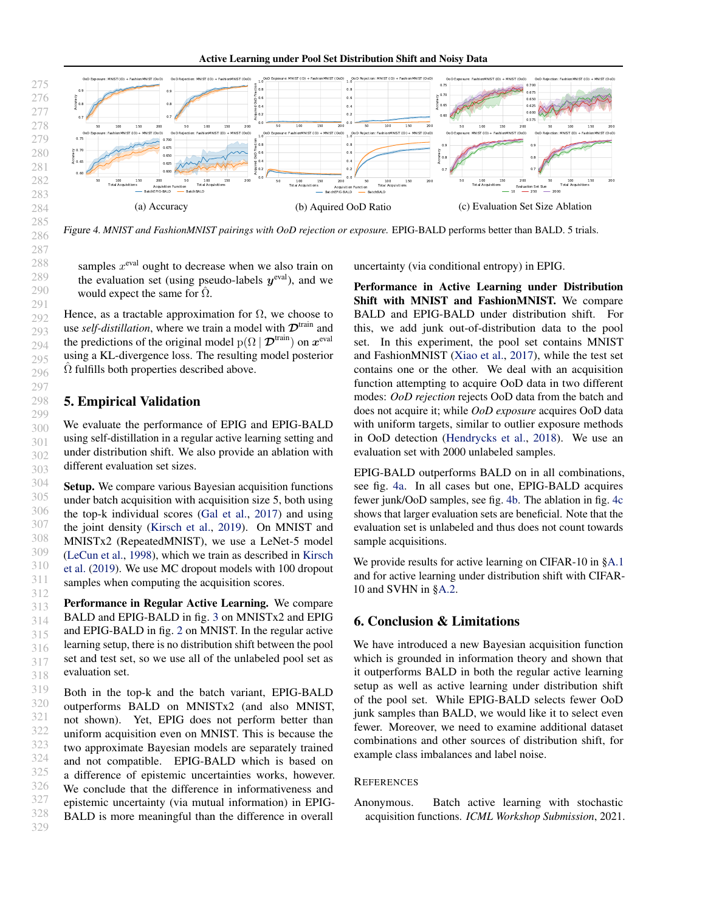(a) Accuracy (b) Aquired OoD Ratio (c) Evaluation Set Size Ablation

*Figure 4. MNIST and FashionMNIST pairings with OoD rejection or exposure.* EPIG-BALD performs better than BALD. 5 trials.

samples $x^{\text{eval}}$ ought to decrease when we also train on the evaluation set (using pseudo-labels $\boldsymbol{y}^{\text{eval}}$), and we would expect the same for $\hat{\Omega}$.

Hence, as a tractable approximation for $\Omega$, we choose to use *self-distillation*, where we train a model with $\boldsymbol{\mathcal{D}}^{\text{train}}$ and the predictions of the original model $\mathrm{p}(\Omega \mid \boldsymbol{\mathcal{D}}^{\text{train}})$ on $\boldsymbol{x}^{\text{eval}}$ using a KL-divergence loss. The resulting model posterior $\hat{\Omega}$ fulfills both properties described above.

## 5. Empirical Validation

We evaluate the performance of EPIG and EPIG-BALD using self-distillation in a regular active learning setting and under distribution shift. We also provide an ablation with different evaluation set sizes.

**Setup.** We compare various Bayesian acquisition functions under batch acquisition with acquisition size 5, both using the top-k individual scores (Gal et al., 2017) and using the joint density (Kirsch et al., 2019). On MNIST and MNISTx2 (RepeatedMNIST), we use a LeNet-5 model (LeCun et al., 1998), which we train as described in Kirsch et al. (2019). We use MC dropout models with 100 dropout samples when computing the acquisition scores.

**Performance in Regular Active Learning.** We compare BALD and EPIG-BALD in fig. 3 on MNISTx2 and EPIG and EPIG-BALD in fig. 2 on MNIST. In the regular active learning setup, there is no distribution shift between the pool set and test set, so we use all of the unlabeled pool set as evaluation set.

Both in the top-k and the batch variant, EPIG-BALD outperforms BALD on MNISTx2 (and also MNIST, not shown). Yet, EPIG does not perform better than uniform acquisition even on MNIST. This is because the two approximate Bayesian models are separately trained and not compatible. EPIG-BALD which is based on a difference of epistemic uncertainties works, however. We conclude that the difference in informativeness and epistemic uncertainty (via mutual information) in EPIG-BALD is more meaningful than the difference in overall uncertainty (via conditional entropy) in EPIG.

**Performance in Active Learning under Distribution Shift with MNIST and FashionMNIST.** We compare BALD and EPIG-BALD under distribution shift. For this, we add junk out-of-distribution data to the pool set. In this experiment, the pool set contains MNIST and FashionMNIST (Xiao et al., 2017), while the test set contains one or the other. We deal with an acquisition function attempting to acquire OoD data in two different modes: *OoD rejection* rejects OoD data from the batch and does not acquire it; while *OoD exposure* acquires OoD data with uniform targets, similar to outlier exposure methods in OoD detection (Hendrycks et al., 2018). We use an evaluation set with 2000 unlabeled samples.

EPIG-BALD outperforms BALD on in all combinations, see fig. 4a. In all cases but one, EPIG-BALD acquires fewer junk/OoD samples, see fig. 4b. The ablation in fig. 4c shows that larger evaluation sets are beneficial. Note that the evaluation set is unlabeled and thus does not count towards sample acquisitions.

We provide results for active learning on CIFAR-10 in §A.1 and for active learning under distribution shift with CIFAR-10 and SVHN in §A.2.

## 6. Conclusion & Limitations

We have introduced a new Bayesian acquisition function which is grounded in information theory and shown that it outperforms BALD in both the regular active learning setup as well as active learning under distribution shift of the pool set. While EPIG-BALD selects fewer OoD junk samples than BALD, we would like it to select even fewer. Moreover, we need to examine additional dataset combinations and other sources of distribution shift, for example class imbalances and label noise.

## References

Anonymous. Batch active learning with stochastic acquisition functions. *ICML Workshop Submission*, 2021.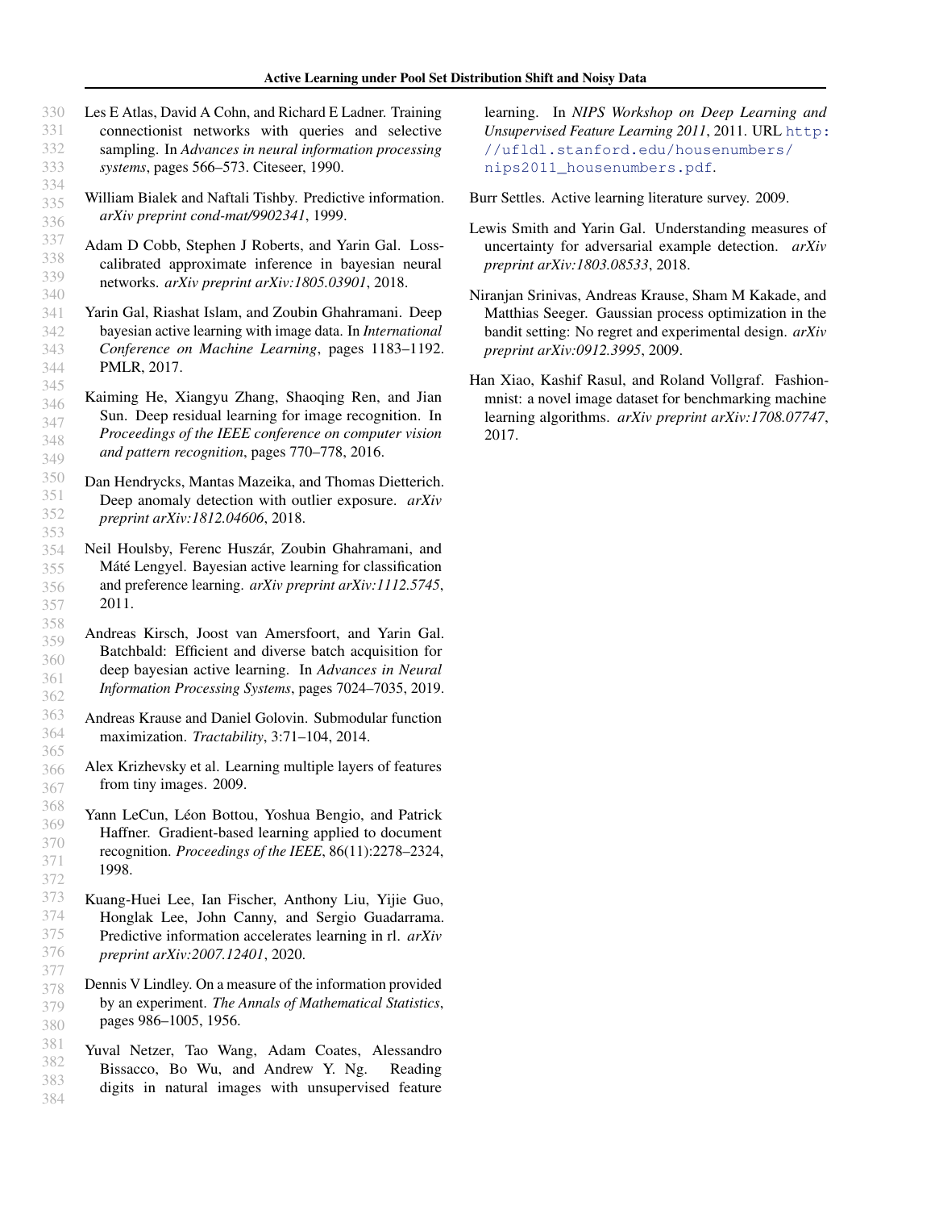Les E Atlas, David A Cohn, and Richard E Ladner. Training connectionist networks with queries and selective sampling. In *Advances in neural information processing systems*, pages 566–573. Citeseer, 1990.

William Bialek and Naftali Tishby. Predictive information. *arXiv preprint cond-mat/9902341*, 1999.

Adam D Cobb, Stephen J Roberts, and Yarin Gal. Loss-calibrated approximate inference in bayesian neural networks. *arXiv preprint arXiv:1805.03901*, 2018.

Yarin Gal, Riashat Islam, and Zoubin Ghahramani. Deep bayesian active learning with image data. In *International Conference on Machine Learning*, pages 1183–1192. PMLR, 2017.

Kaiming He, Xiangyu Zhang, Shaoqing Ren, and Jian Sun. Deep residual learning for image recognition. In *Proceedings of the IEEE conference on computer vision and pattern recognition*, pages 770–778, 2016.

Dan Hendrycks, Mantas Mazeika, and Thomas Dietterich. Deep anomaly detection with outlier exposure. *arXiv preprint arXiv:1812.04606*, 2018.

Neil Houlsby, Ferenc Huszár, Zoubin Ghahramani, and Máté Lengyel. Bayesian active learning for classification and preference learning. *arXiv preprint arXiv:1112.5745*, 2011.

Andreas Kirsch, Joost van Amersfoort, and Yarin Gal. Batchbald: Efficient and diverse batch acquisition for deep bayesian active learning. In *Advances in Neural Information Processing Systems*, pages 7024–7035, 2019.

Andreas Krause and Daniel Golovin. Submodular function maximization. *Tractability*, 3:71–104, 2014.

Alex Krizhevsky et al. Learning multiple layers of features from tiny images. 2009.

Yann LeCun, Léon Bottou, Yoshua Bengio, and Patrick Haffner. Gradient-based learning applied to document recognition. *Proceedings of the IEEE*, 86(11):2278–2324, 1998.

Kuang-Huei Lee, Ian Fischer, Anthony Liu, Yijie Guo, Honglak Lee, John Canny, and Sergio Guadarrama. Predictive information accelerates learning in rl. *arXiv preprint arXiv:2007.12401*, 2020.

Dennis V Lindley. On a measure of the information provided by an experiment. *The Annals of Mathematical Statistics*, pages 986–1005, 1956.

Yuval Netzer, Tao Wang, Adam Coates, Alessandro Bissacco, Bo Wu, and Andrew Y. Ng. Reading digits in natural images with unsupervised feature learning. In *NIPS Workshop on Deep Learning and Unsupervised Feature Learning 2011*, 2011. URL http://ufldl.stanford.edu/housenumbers/nips2011_housenumbers.pdf.

Burr Settles. Active learning literature survey. 2009.

Lewis Smith and Yarin Gal. Understanding measures of uncertainty for adversarial example detection. *arXiv preprint arXiv:1803.08533*, 2018.

Niranjan Srinivas, Andreas Krause, Sham M Kakade, and Matthias Seeger. Gaussian process optimization in the bandit setting: No regret and experimental design. *arXiv preprint arXiv:0912.3995*, 2009.

Han Xiao, Kashif Rasul, and Roland Vollgraf. Fashion-mnist: a novel image dataset for benchmarking machine learning algorithms. *arXiv preprint arXiv:1708.07747*, 2017.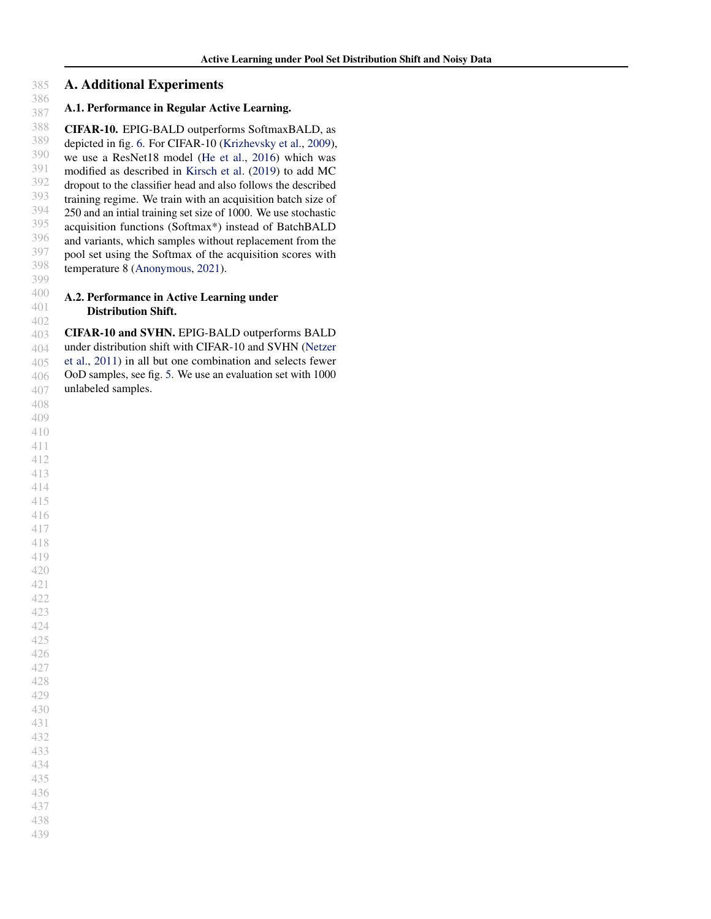# A. Additional Experiments

## A.1. Performance in Regular Active Learning.

**CIFAR-10.** EPIG-BALD outperforms SoftmaxBALD, as depicted in fig. 6. For CIFAR-10 (Krizhevsky et al., 2009), we use a ResNet18 model (He et al., 2016) which was modified as described in Kirsch et al. (2019) to add MC dropout to the classifier head and also follows the described training regime. We train with an acquisition batch size of 250 and an intial training set size of 1000. We use stochastic acquisition functions (Softmax*) instead of BatchBALD and variants, which samples without replacement from the pool set using the Softmax of the acquisition scores with temperature 8 (Anonymous, 2021).

## A.2. Performance in Active Learning under Distribution Shift.

**CIFAR-10 and SVHN.** EPIG-BALD outperforms BALD under distribution shift with CIFAR-10 and SVHN (Netzer et al., 2011) in all but one combination and selects fewer OoD samples, see fig. 5. We use an evaluation set with 1000 unlabeled samples.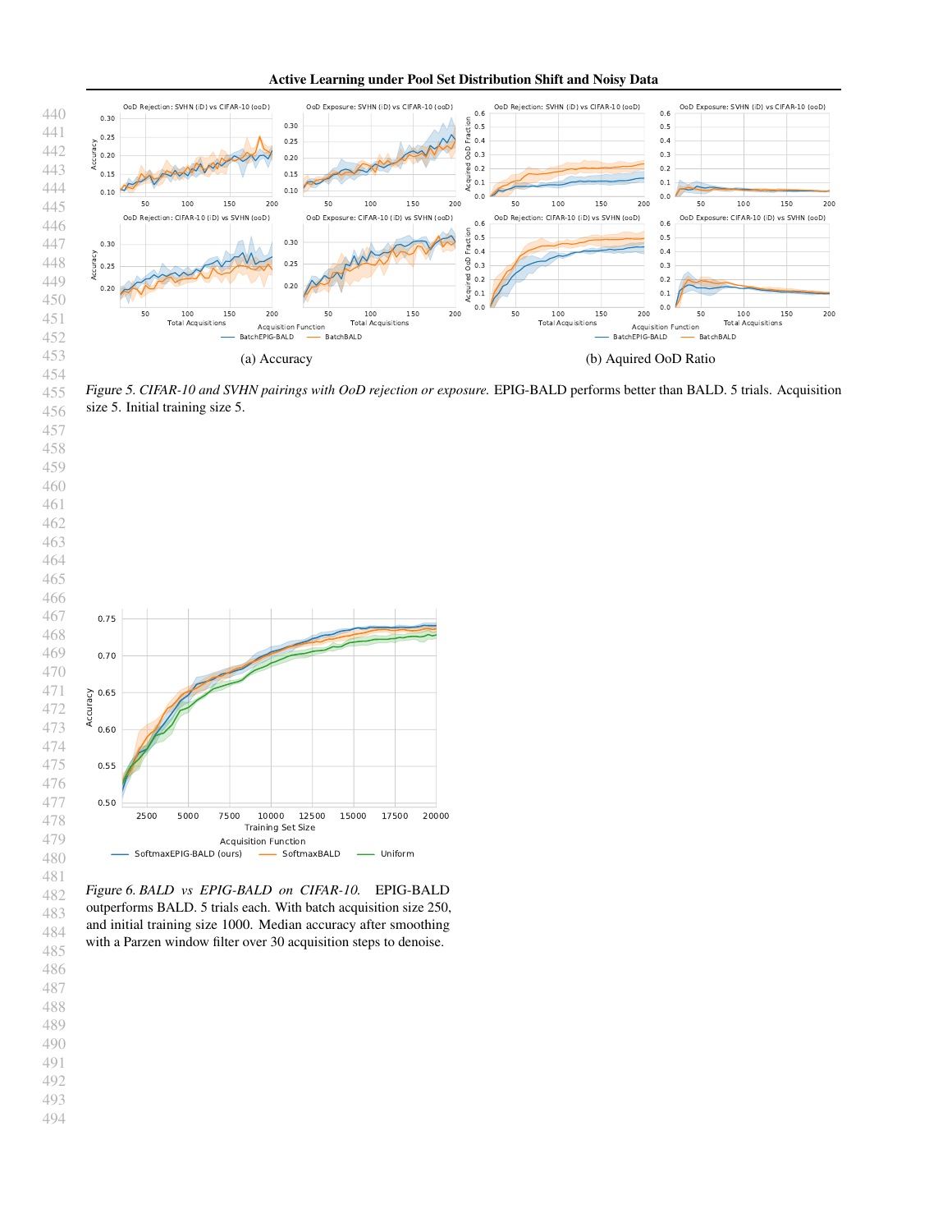OoD Rejection: SVHN (iD) vs CIFAR-10 (ooD)
OoD Exposure: SVHN (iD) vs CIFAR-10 (ooD)
OoD Rejection: SVHN (iD) vs CIFAR-10 (ooD)
OoD Exposure: SVHN (iD) vs CIFAR-10 (ooD)
OoD Rejection: CIFAR-10 (iD) vs SVHN (ooD)
OoD Exposure: CIFAR-10 (iD) vs SVHN (ooD)
OoD Rejection: CIFAR-10 (iD) vs SVHN (ooD)
OoD Exposure: CIFAR-10 (iD) vs SVHN (ooD)

Accuracy
Acquired OoD Fraction
Total Acquisitions
Acquisition Function
BatchEPIG-BALD
BatchBALD

(a) Accuracy

(b) Aquired OoD Ratio

*Figure 5. CIFAR-10 and SVHN pairings with OoD rejection or exposure.* EPIG-BALD performs better than BALD. 5 trials. Acquisition size 5. Initial training size 5.

Accuracy
Training Set Size
Acquisition Function
SoftmaxEPIG-BALD (ours)
SoftmaxBALD
Uniform

*Figure 6. BALD vs EPIG-BALD on CIFAR-10.* EPIG-BALD outperforms BALD. 5 trials each. With batch acquisition size 250, and initial training size 1000. Median accuracy after smoothing with a Parzen window filter over 30 acquisition steps to denoise.